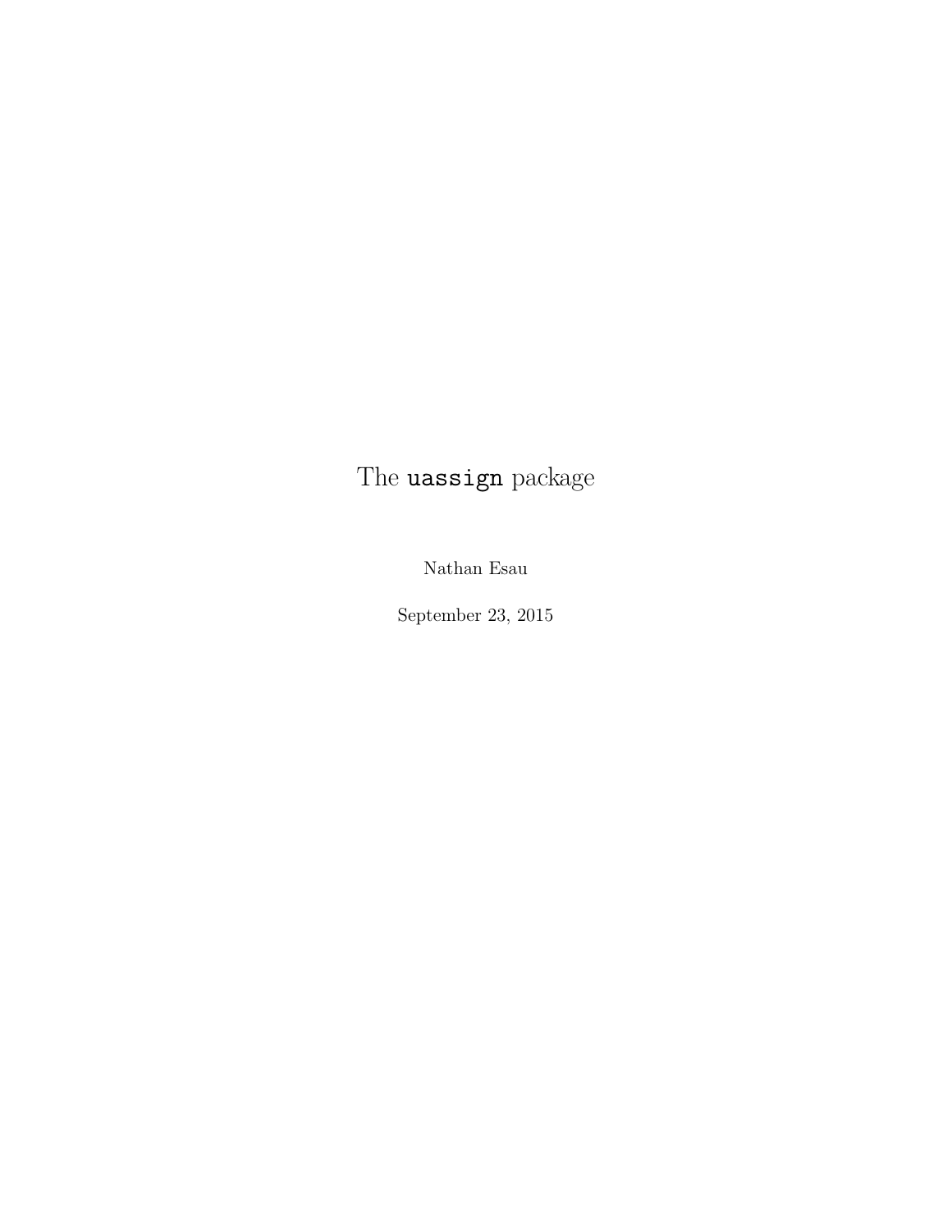# The `uassign` package

Nathan Esau

September 23, 2015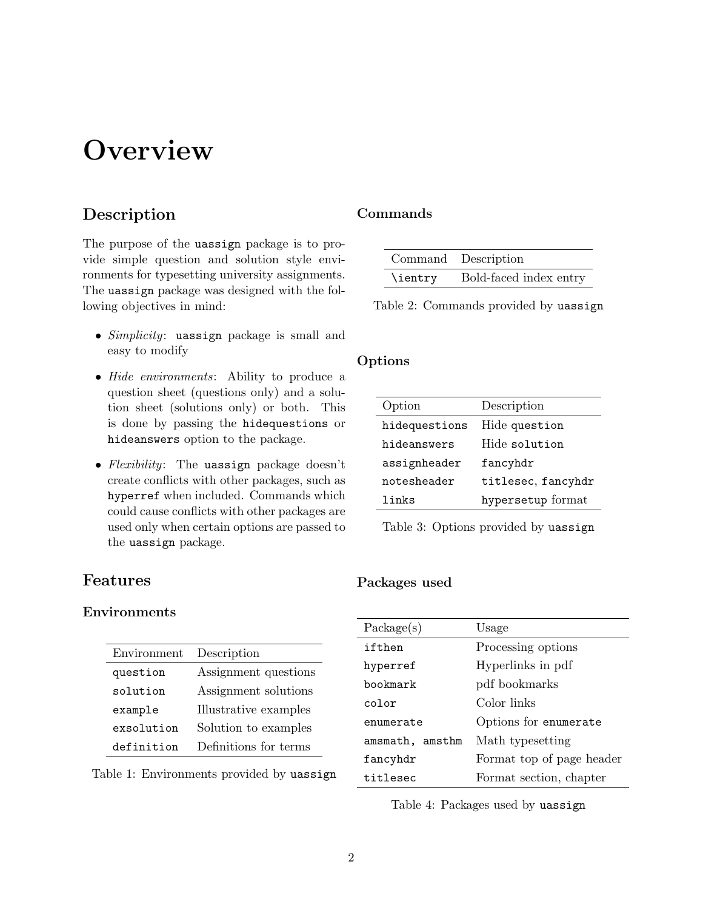# Overview

## Description

The purpose of the `uassign` package is to provide simple question and solution style environments for typesetting university assignments. The `uassign` package was designed with the following objectives in mind:

- *Simplicity*: `uassign` package is small and easy to modify
- *Hide environments*: Ability to produce a question sheet (questions only) and a solution sheet (solutions only) or both. This is done by passing the `hidequestions` or `hideanswers` option to the package.
- *Flexibility*: The `uassign` package doesn't create conflicts with other packages, such as `hyperref` when included. Commands which could cause conflicts with other packages are used only when certain options are passed to the `uassign` package.

## Features

### Environments

| Environment | Description |
|---|---|
| `question` | Assignment questions |
| `solution` | Assignment solutions |
| `example` | Illustrative examples |
| `exsolution` | Solution to examples |
| `definition` | Definitions for terms |

Table 1: Environments provided by `uassign`

### Commands

| Command | Description |
|---|---|
| `\ientry` | Bold-faced index entry |

Table 2: Commands provided by `uassign`

### Options

| Option | Description |
|---|---|
| `hidequestions` | Hide `question` |
| `hideanswers` | Hide `solution` |
| `assignheader` | `fancyhdr` |
| `notesheader` | `titlesec`, `fancyhdr` |
| `links` | `hypersetup` format |

Table 3: Options provided by `uassign`

### Packages used

| Package(s) | Usage |
|---|---|
| `ifthen` | Processing options |
| `hyperref` | Hyperlinks in pdf |
| `bookmark` | pdf bookmarks |
| `color` | Color links |
| `enumerate` | Options for `enumerate` |
| `amsmath, amsthm` | Math typesetting |
| `fancyhdr` | Format top of page header |
| `titlesec` | Format section, chapter |

Table 4: Packages used by `uassign`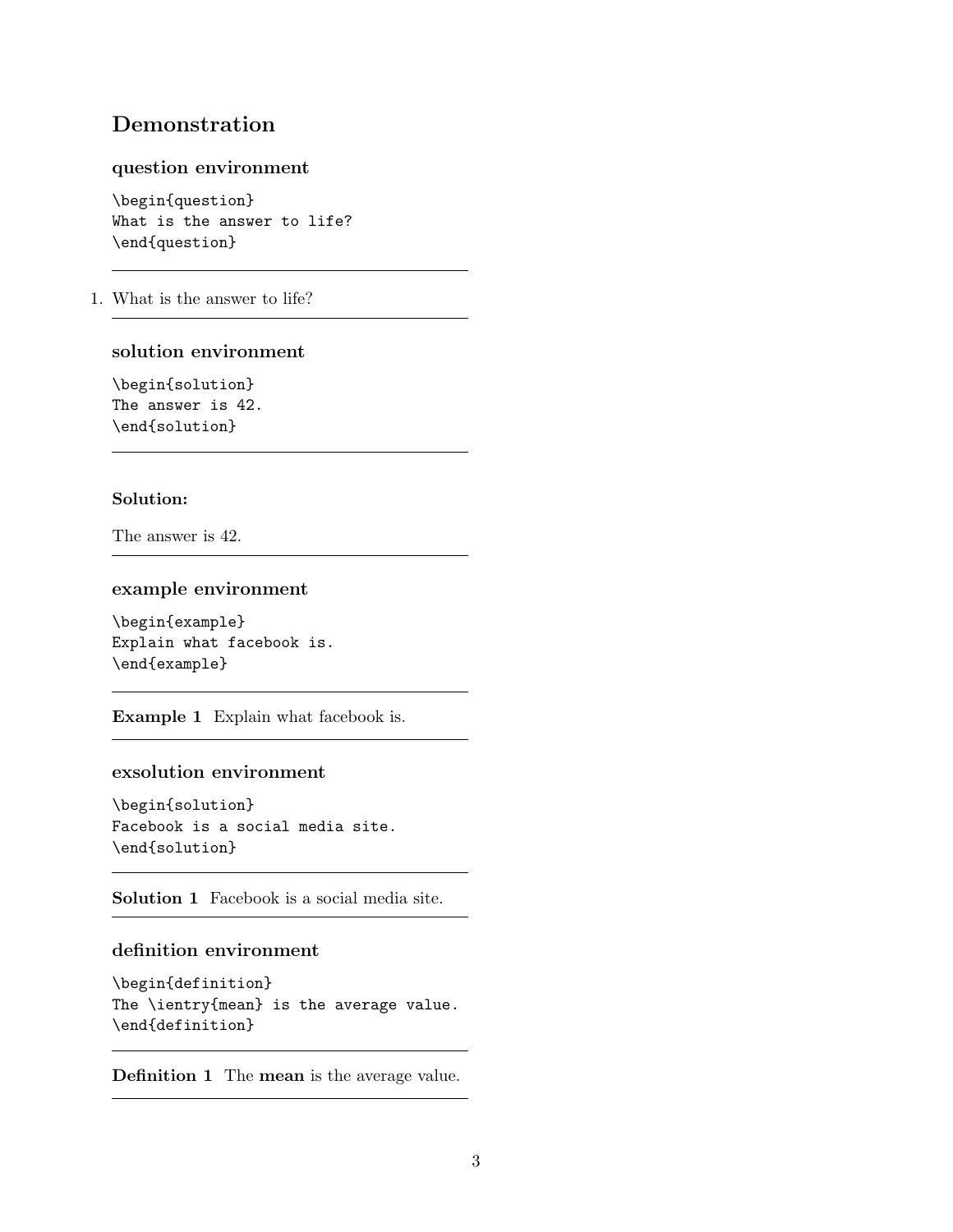## Demonstration

### question environment

```
\begin{question}
What is the answer to life?
\end{question}
```

---

1. What is the answer to life?

---

### solution environment

```
\begin{solution}
The answer is 42.
\end{solution}
```

---

**Solution:**

The answer is 42.

---

### example environment

```
\begin{example}
Explain what facebook is.
\end{example}
```

---

**Example 1** Explain what facebook is.

---

### exsolution environment

```
\begin{solution}
Facebook is a social media site.
\end{solution}
```

---

**Solution 1** Facebook is a social media site.

---

### definition environment

```
\begin{definition}
The \ientry{mean} is the average value.
\end{definition}
```

---

**Definition 1** The **mean** is the average value.

---